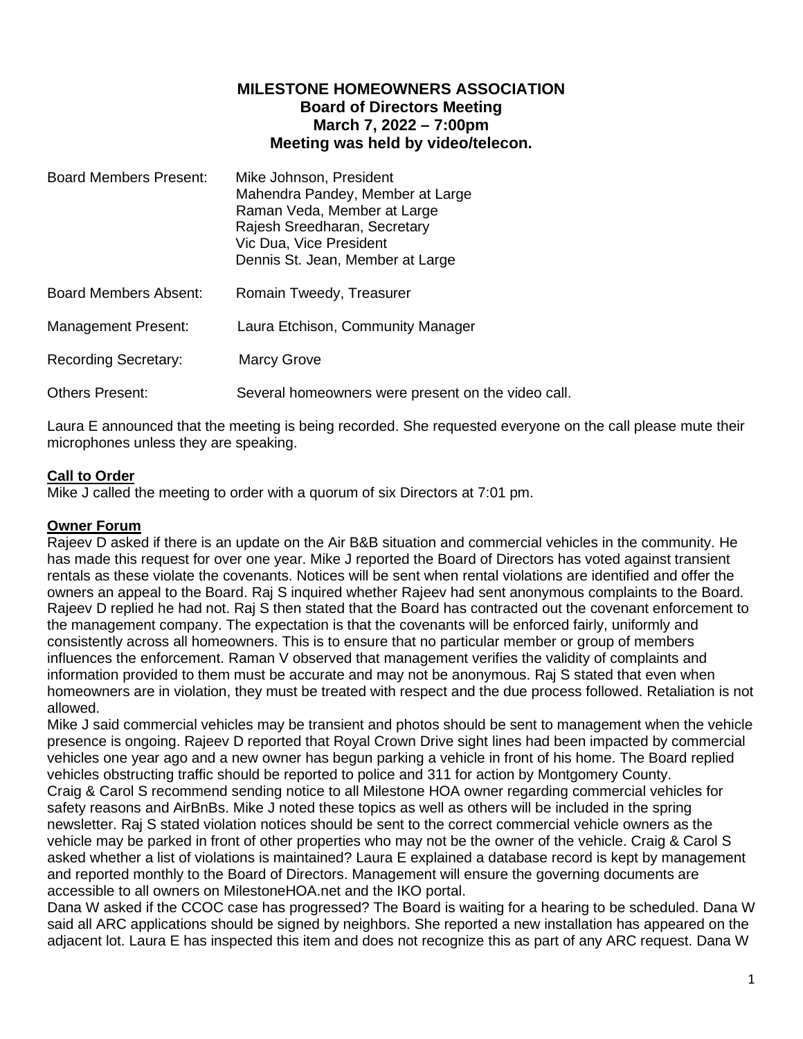# MILESTONE HOMEOWNERS ASSOCIATION
## Board of Directors Meeting
## March 7, 2022 – 7:00pm
## Meeting was held by video/telecon.

| | |
|---|---|
| Board Members Present: | Mike Johnson, President<br>Mahendra Pandey, Member at Large<br>Raman Veda, Member at Large<br>Rajesh Sreedharan, Secretary<br>Vic Dua, Vice President<br>Dennis St. Jean, Member at Large |
| Board Members Absent: | Romain Tweedy, Treasurer |
| Management Present: | Laura Etchison, Community Manager |
| Recording Secretary: | Marcy Grove |
| Others Present: | Several homeowners were present on the video call. |

Laura E announced that the meeting is being recorded. She requested everyone on the call please mute their microphones unless they are speaking.

**Call to Order**

Mike J called the meeting to order with a quorum of six Directors at 7:01 pm.

**Owner Forum**

Rajeev D asked if there is an update on the Air B&B situation and commercial vehicles in the community. He has made this request for over one year. Mike J reported the Board of Directors has voted against transient rentals as these violate the covenants. Notices will be sent when rental violations are identified and offer the owners an appeal to the Board. Raj S inquired whether Rajeev had sent anonymous complaints to the Board. Rajeev D replied he had not. Raj S then stated that the Board has contracted out the covenant enforcement to the management company. The expectation is that the covenants will be enforced fairly, uniformly and consistently across all homeowners. This is to ensure that no particular member or group of members influences the enforcement. Raman V observed that management verifies the validity of complaints and information provided to them must be accurate and may not be anonymous. Raj S stated that even when homeowners are in violation, they must be treated with respect and the due process followed. Retaliation is not allowed.

Mike J said commercial vehicles may be transient and photos should be sent to management when the vehicle presence is ongoing. Rajeev D reported that Royal Crown Drive sight lines had been impacted by commercial vehicles one year ago and a new owner has begun parking a vehicle in front of his home. The Board replied vehicles obstructing traffic should be reported to police and 311 for action by Montgomery County.

Craig & Carol S recommend sending notice to all Milestone HOA owner regarding commercial vehicles for safety reasons and AirBnBs. Mike J noted these topics as well as others will be included in the spring newsletter. Raj S stated violation notices should be sent to the correct commercial vehicle owners as the vehicle may be parked in front of other properties who may not be the owner of the vehicle. Craig & Carol S asked whether a list of violations is maintained? Laura E explained a database record is kept by management and reported monthly to the Board of Directors. Management will ensure the governing documents are accessible to all owners on MilestoneHOA.net and the IKO portal.

Dana W asked if the CCOC case has progressed? The Board is waiting for a hearing to be scheduled. Dana W said all ARC applications should be signed by neighbors. She reported a new installation has appeared on the adjacent lot. Laura E has inspected this item and does not recognize this as part of any ARC request. Dana W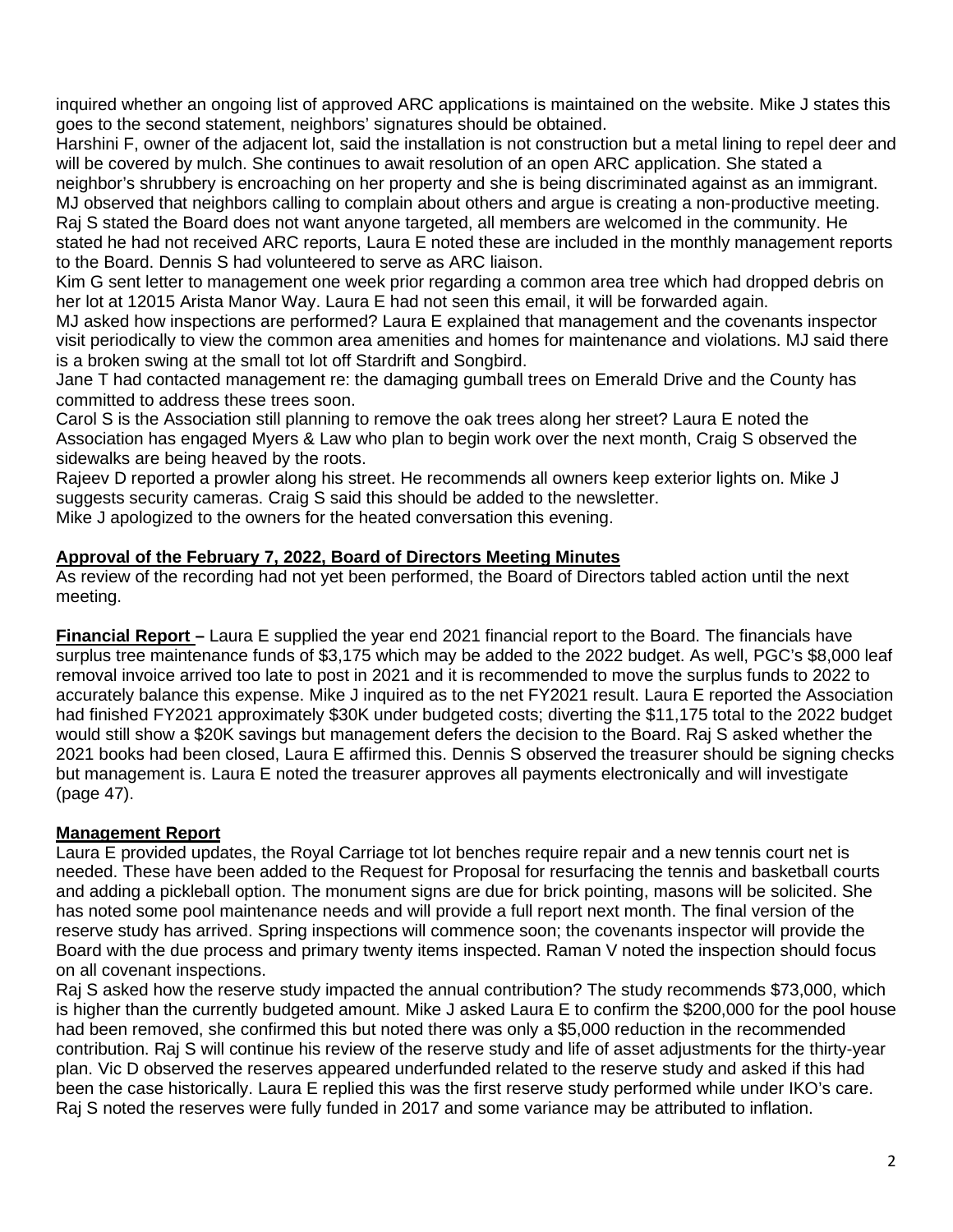inquired whether an ongoing list of approved ARC applications is maintained on the website. Mike J states this goes to the second statement, neighbors' signatures should be obtained.
Harshini F, owner of the adjacent lot, said the installation is not construction but a metal lining to repel deer and will be covered by mulch. She continues to await resolution of an open ARC application. She stated a neighbor's shrubbery is encroaching on her property and she is being discriminated against as an immigrant.
MJ observed that neighbors calling to complain about others and argue is creating a non-productive meeting.
Raj S stated the Board does not want anyone targeted, all members are welcomed in the community. He stated he had not received ARC reports, Laura E noted these are included in the monthly management reports to the Board. Dennis S had volunteered to serve as ARC liaison.
Kim G sent letter to management one week prior regarding a common area tree which had dropped debris on her lot at 12015 Arista Manor Way. Laura E had not seen this email, it will be forwarded again.
MJ asked how inspections are performed? Laura E explained that management and the covenants inspector visit periodically to view the common area amenities and homes for maintenance and violations. MJ said there is a broken swing at the small tot lot off Stardrift and Songbird.
Jane T had contacted management re: the damaging gumball trees on Emerald Drive and the County has committed to address these trees soon.
Carol S is the Association still planning to remove the oak trees along her street? Laura E noted the Association has engaged Myers & Law who plan to begin work over the next month, Craig S observed the sidewalks are being heaved by the roots.
Rajeev D reported a prowler along his street. He recommends all owners keep exterior lights on. Mike J suggests security cameras. Craig S said this should be added to the newsletter.
Mike J apologized to the owners for the heated conversation this evening.

**Approval of the February 7, 2022, Board of Directors Meeting Minutes**
As review of the recording had not yet been performed, the Board of Directors tabled action until the next meeting.

**Financial Report –** Laura E supplied the year end 2021 financial report to the Board. The financials have surplus tree maintenance funds of $3,175 which may be added to the 2022 budget. As well, PGC's $8,000 leaf removal invoice arrived too late to post in 2021 and it is recommended to move the surplus funds to 2022 to accurately balance this expense. Mike J inquired as to the net FY2021 result. Laura E reported the Association had finished FY2021 approximately $30K under budgeted costs; diverting the $11,175 total to the 2022 budget would still show a $20K savings but management defers the decision to the Board. Raj S asked whether the 2021 books had been closed, Laura E affirmed this. Dennis S observed the treasurer should be signing checks but management is. Laura E noted the treasurer approves all payments electronically and will investigate (page 47).

**Management Report**
Laura E provided updates, the Royal Carriage tot lot benches require repair and a new tennis court net is needed. These have been added to the Request for Proposal for resurfacing the tennis and basketball courts and adding a pickleball option. The monument signs are due for brick pointing, masons will be solicited. She has noted some pool maintenance needs and will provide a full report next month. The final version of the reserve study has arrived. Spring inspections will commence soon; the covenants inspector will provide the Board with the due process and primary twenty items inspected. Raman V noted the inspection should focus on all covenant inspections.
Raj S asked how the reserve study impacted the annual contribution? The study recommends $73,000, which is higher than the currently budgeted amount. Mike J asked Laura E to confirm the $200,000 for the pool house had been removed, she confirmed this but noted there was only a $5,000 reduction in the recommended contribution. Raj S will continue his review of the reserve study and life of asset adjustments for the thirty-year plan. Vic D observed the reserves appeared underfunded related to the reserve study and asked if this had been the case historically. Laura E replied this was the first reserve study performed while under IKO's care. Raj S noted the reserves were fully funded in 2017 and some variance may be attributed to inflation.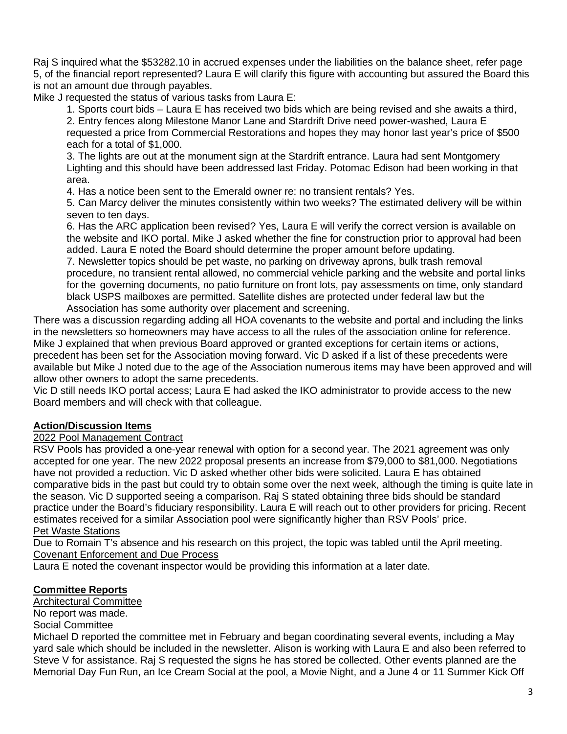Raj S inquired what the $53282.10 in accrued expenses under the liabilities on the balance sheet, refer page 5, of the financial report represented? Laura E will clarify this figure with accounting but assured the Board this is not an amount due through payables.

Mike J requested the status of various tasks from Laura E:

1. Sports court bids – Laura E has received two bids which are being revised and she awaits a third,
2. Entry fences along Milestone Manor Lane and Stardrift Drive need power-washed, Laura E requested a price from Commercial Restorations and hopes they may honor last year's price of $500 each for a total of $1,000.
3. The lights are out at the monument sign at the Stardrift entrance. Laura had sent Montgomery Lighting and this should have been addressed last Friday. Potomac Edison had been working in that area.
4. Has a notice been sent to the Emerald owner re: no transient rentals? Yes.
5. Can Marcy deliver the minutes consistently within two weeks? The estimated delivery will be within seven to ten days.
6. Has the ARC application been revised? Yes, Laura E will verify the correct version is available on the website and IKO portal. Mike J asked whether the fine for construction prior to approval had been added. Laura E noted the Board should determine the proper amount before updating.
7. Newsletter topics should be pet waste, no parking on driveway aprons, bulk trash removal procedure, no transient rental allowed, no commercial vehicle parking and the website and portal links for the governing documents, no patio furniture on front lots, pay assessments on time, only standard black USPS mailboxes are permitted. Satellite dishes are protected under federal law but the Association has some authority over placement and screening.

There was a discussion regarding adding all HOA covenants to the website and portal and including the links in the newsletters so homeowners may have access to all the rules of the association online for reference. Mike J explained that when previous Board approved or granted exceptions for certain items or actions, precedent has been set for the Association moving forward. Vic D asked if a list of these precedents were available but Mike J noted due to the age of the Association numerous items may have been approved and will allow other owners to adopt the same precedents.

Vic D still needs IKO portal access; Laura E had asked the IKO administrator to provide access to the new Board members and will check with that colleague.

## Action/Discussion Items

### 2022 Pool Management Contract

RSV Pools has provided a one-year renewal with option for a second year. The 2021 agreement was only accepted for one year. The new 2022 proposal presents an increase from $79,000 to $81,000. Negotiations have not provided a reduction. Vic D asked whether other bids were solicited. Laura E has obtained comparative bids in the past but could try to obtain some over the next week, although the timing is quite late in the season. Vic D supported seeing a comparison. Raj S stated obtaining three bids should be standard practice under the Board's fiduciary responsibility. Laura E will reach out to other providers for pricing. Recent estimates received for a similar Association pool were significantly higher than RSV Pools' price.

### Pet Waste Stations

Due to Romain T's absence and his research on this project, the topic was tabled until the April meeting.

### Covenant Enforcement and Due Process

Laura E noted the covenant inspector would be providing this information at a later date.

## Committee Reports

### Architectural Committee

No report was made.

### Social Committee

Michael D reported the committee met in February and began coordinating several events, including a May yard sale which should be included in the newsletter. Alison is working with Laura E and also been referred to Steve V for assistance. Raj S requested the signs he has stored be collected. Other events planned are the Memorial Day Fun Run, an Ice Cream Social at the pool, a Movie Night, and a June 4 or 11 Summer Kick Off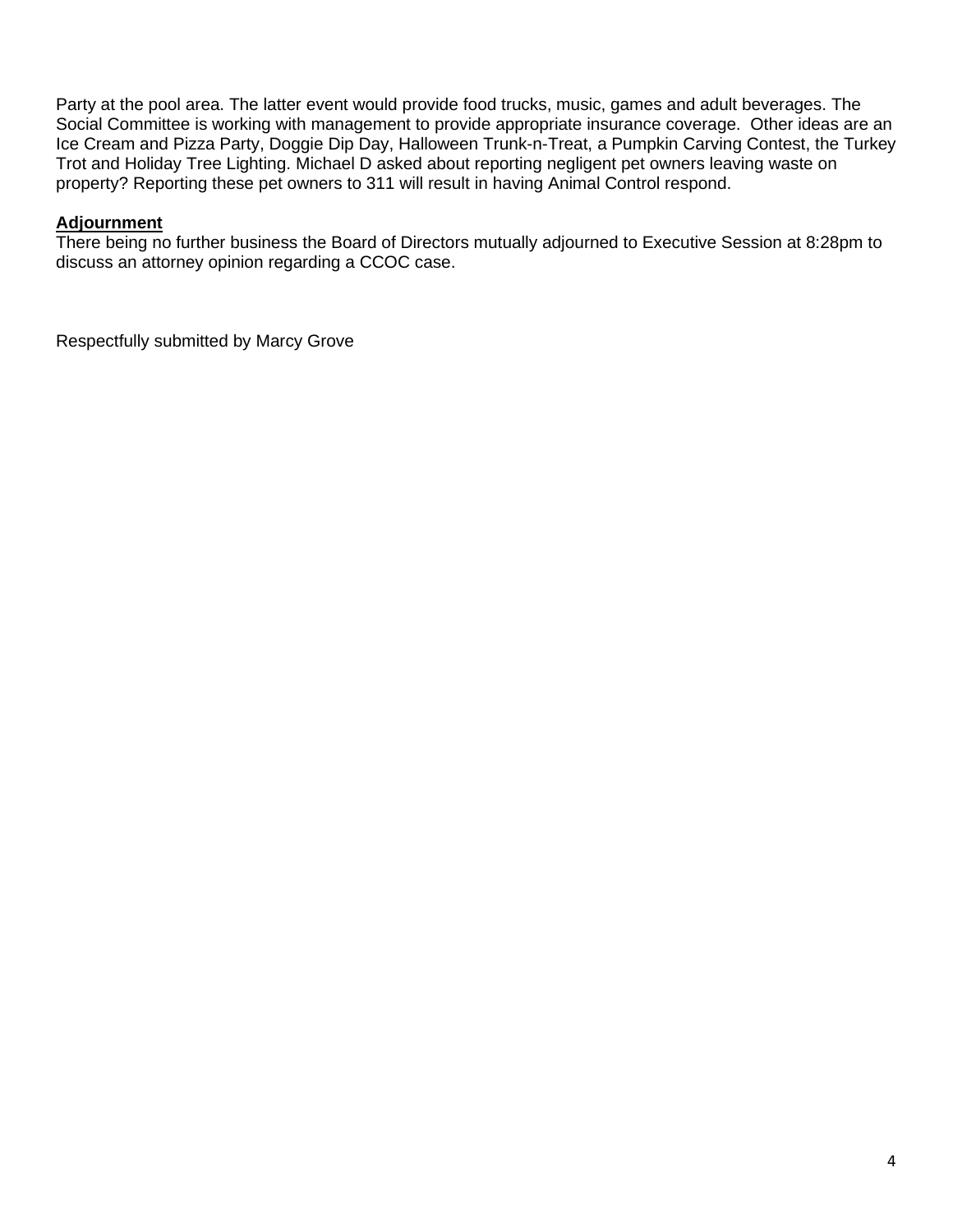Party at the pool area. The latter event would provide food trucks, music, games and adult beverages. The Social Committee is working with management to provide appropriate insurance coverage. Other ideas are an Ice Cream and Pizza Party, Doggie Dip Day, Halloween Trunk-n-Treat, a Pumpkin Carving Contest, the Turkey Trot and Holiday Tree Lighting. Michael D asked about reporting negligent pet owners leaving waste on property? Reporting these pet owners to 311 will result in having Animal Control respond.

**Adjournment**

There being no further business the Board of Directors mutually adjourned to Executive Session at 8:28pm to discuss an attorney opinion regarding a CCOC case.

Respectfully submitted by Marcy Grove